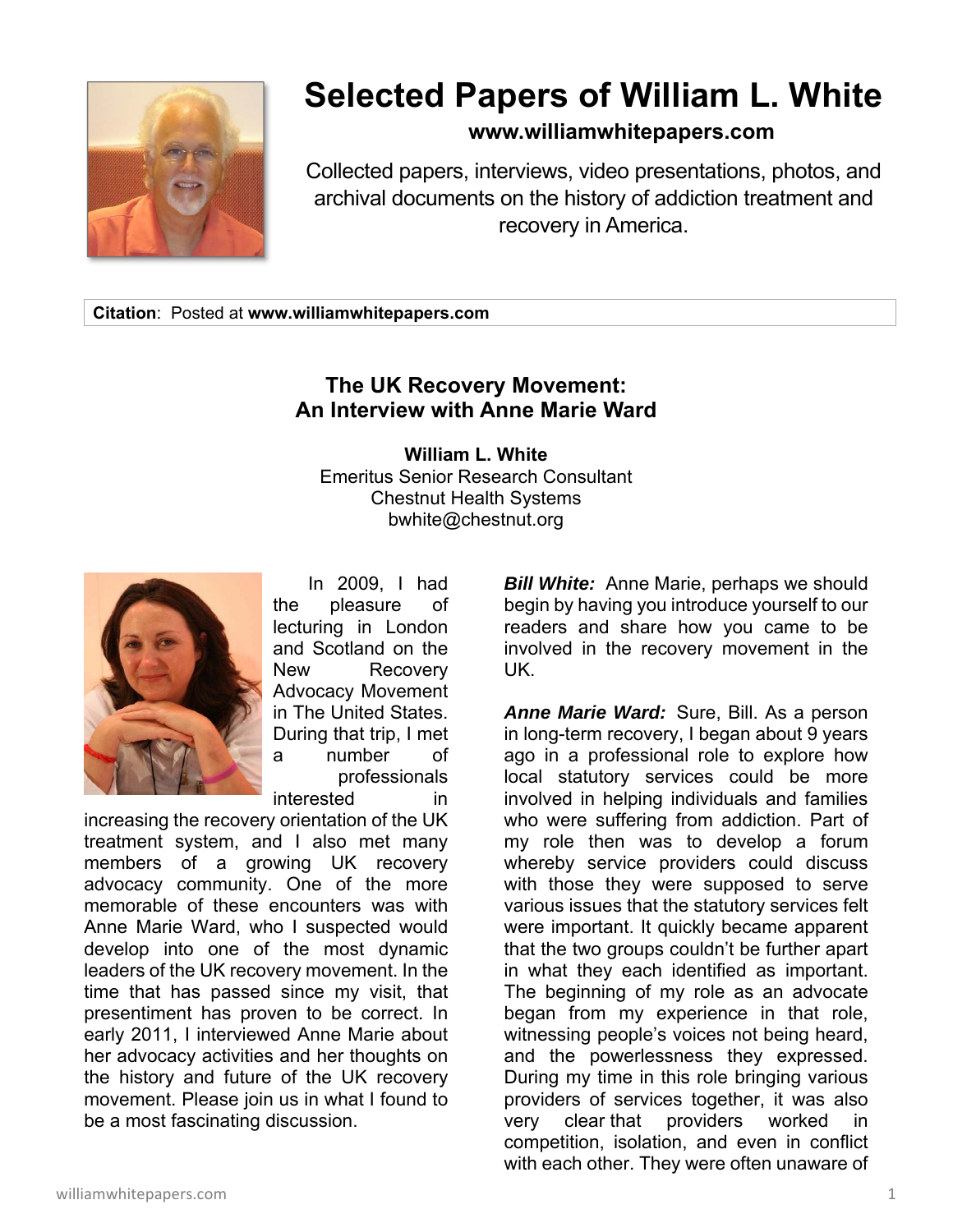# Selected Papers of William L. White

**www.williamwhitepapers.com**

Collected papers, interviews, video presentations, photos, and archival documents on the history of addiction treatment and recovery in America.

**Citation**: Posted at **www.williamwhitepapers.com**

## The UK Recovery Movement: An Interview with Anne Marie Ward

**William L. White**
Emeritus Senior Research Consultant
Chestnut Health Systems
bwhite@chestnut.org

In 2009, I had the pleasure of lecturing in London and Scotland on the New Recovery Advocacy Movement in The United States. During that trip, I met a number of professionals interested in increasing the recovery orientation of the UK treatment system, and I also met many members of a growing UK recovery advocacy community. One of the more memorable of these encounters was with Anne Marie Ward, who I suspected would develop into one of the most dynamic leaders of the UK recovery movement. In the time that has passed since my visit, that presentiment has proven to be correct. In early 2011, I interviewed Anne Marie about her advocacy activities and her thoughts on the history and future of the UK recovery movement. Please join us in what I found to be a most fascinating discussion.

***Bill White:*** Anne Marie, perhaps we should begin by having you introduce yourself to our readers and share how you came to be involved in the recovery movement in the UK.

***Anne Marie Ward:*** Sure, Bill. As a person in long-term recovery, I began about 9 years ago in a professional role to explore how local statutory services could be more involved in helping individuals and families who were suffering from addiction. Part of my role then was to develop a forum whereby service providers could discuss with those they were supposed to serve various issues that the statutory services felt were important. It quickly became apparent that the two groups couldn't be further apart in what they each identified as important. The beginning of my role as an advocate began from my experience in that role, witnessing people's voices not being heard, and the powerlessness they expressed. During my time in this role bringing various providers of services together, it was also very clear that providers worked in competition, isolation, and even in conflict with each other. They were often unaware of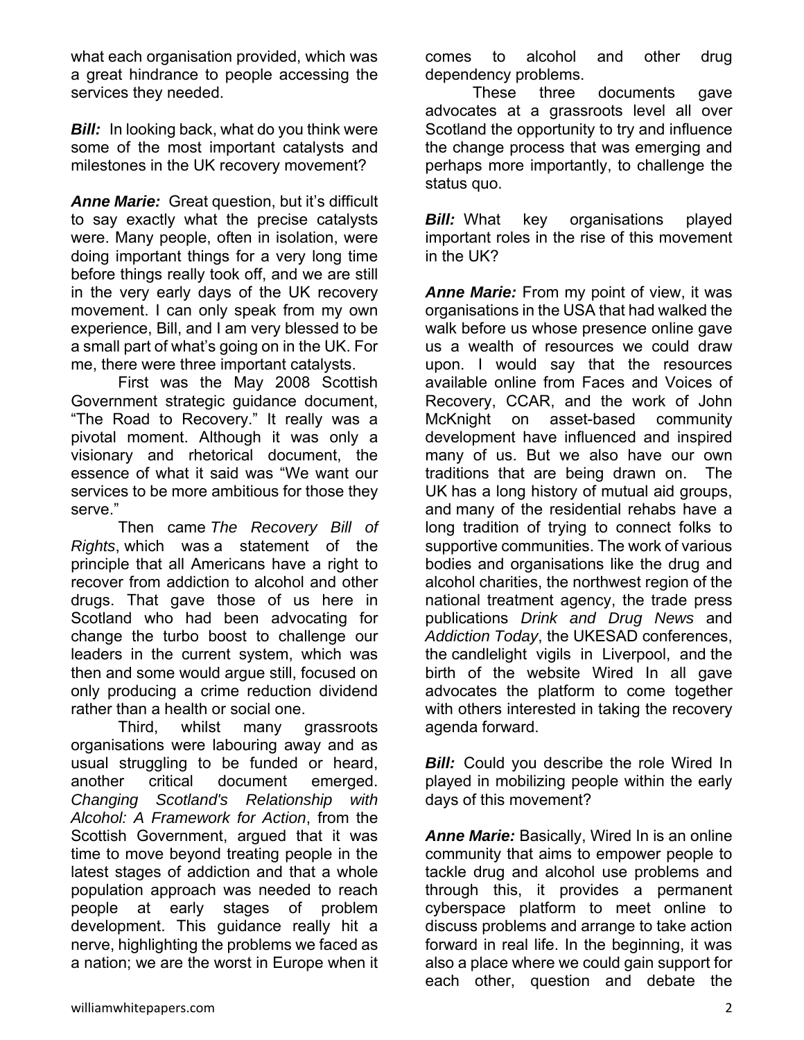what each organisation provided, which was a great hindrance to people accessing the services they needed.

***Bill:*** In looking back, what do you think were some of the most important catalysts and milestones in the UK recovery movement?

***Anne Marie:*** Great question, but it's difficult to say exactly what the precise catalysts were. Many people, often in isolation, were doing important things for a very long time before things really took off, and we are still in the very early days of the UK recovery movement. I can only speak from my own experience, Bill, and I am very blessed to be a small part of what's going on in the UK. For me, there were three important catalysts.

First was the May 2008 Scottish Government strategic guidance document, "The Road to Recovery." It really was a pivotal moment. Although it was only a visionary and rhetorical document, the essence of what it said was "We want our services to be more ambitious for those they serve."

Then came *The Recovery Bill of Rights*, which was a statement of the principle that all Americans have a right to recover from addiction to alcohol and other drugs. That gave those of us here in Scotland who had been advocating for change the turbo boost to challenge our leaders in the current system, which was then and some would argue still, focused on only producing a crime reduction dividend rather than a health or social one.

Third, whilst many grassroots organisations were labouring away and as usual struggling to be funded or heard, another critical document emerged. *Changing Scotland's Relationship with Alcohol: A Framework for Action*, from the Scottish Government, argued that it was time to move beyond treating people in the latest stages of addiction and that a whole population approach was needed to reach people at early stages of problem development. This guidance really hit a nerve, highlighting the problems we faced as a nation; we are the worst in Europe when it comes to alcohol and other drug dependency problems.

These three documents gave advocates at a grassroots level all over Scotland the opportunity to try and influence the change process that was emerging and perhaps more importantly, to challenge the status quo.

***Bill:*** What key organisations played important roles in the rise of this movement in the UK?

***Anne Marie:*** From my point of view, it was organisations in the USA that had walked the walk before us whose presence online gave us a wealth of resources we could draw upon. I would say that the resources available online from Faces and Voices of Recovery, CCAR, and the work of John McKnight on asset-based community development have influenced and inspired many of us. But we also have our own traditions that are being drawn on. The UK has a long history of mutual aid groups, and many of the residential rehabs have a long tradition of trying to connect folks to supportive communities. The work of various bodies and organisations like the drug and alcohol charities, the northwest region of the national treatment agency, the trade press publications *Drink and Drug News* and *Addiction Today*, the UKESAD conferences, the candlelight vigils in Liverpool, and the birth of the website Wired In all gave advocates the platform to come together with others interested in taking the recovery agenda forward.

***Bill:*** Could you describe the role Wired In played in mobilizing people within the early days of this movement?

***Anne Marie:*** Basically, Wired In is an online community that aims to empower people to tackle drug and alcohol use problems and through this, it provides a permanent cyberspace platform to meet online to discuss problems and arrange to take action forward in real life. In the beginning, it was also a place where we could gain support for each other, question and debate the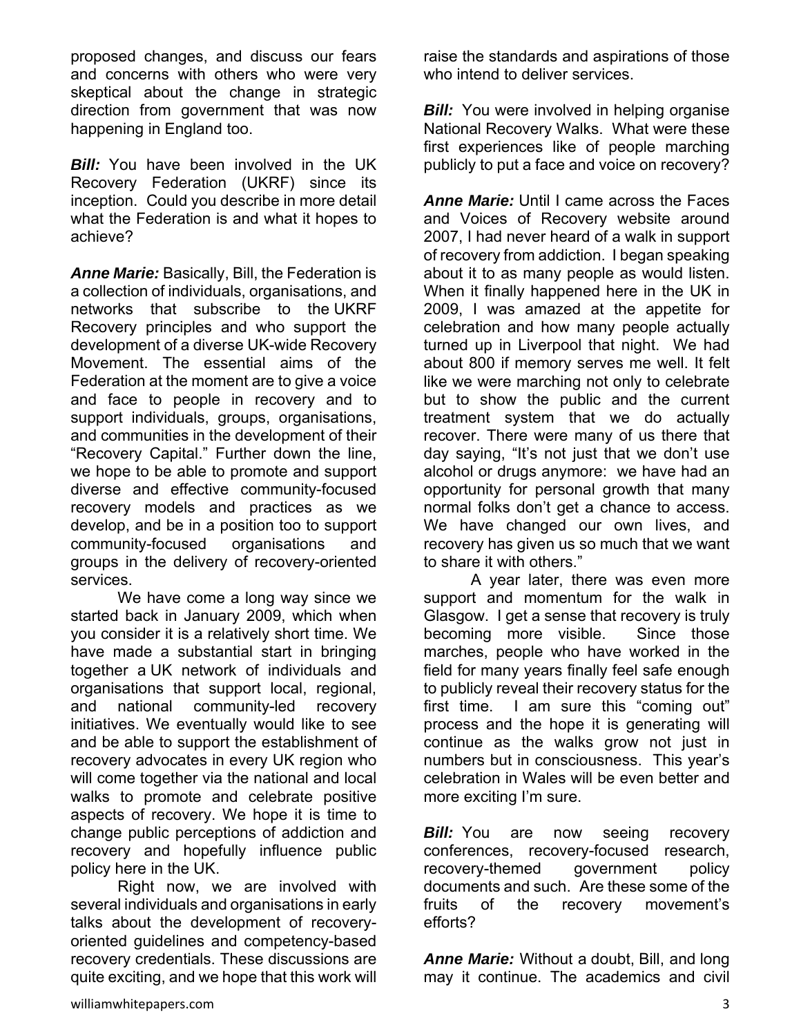proposed changes, and discuss our fears and concerns with others who were very skeptical about the change in strategic direction from government that was now happening in England too.

***Bill:*** You have been involved in the UK Recovery Federation (UKRF) since its inception. Could you describe in more detail what the Federation is and what it hopes to achieve?

***Anne Marie:*** Basically, Bill, the Federation is a collection of individuals, organisations, and networks that subscribe to the UKRF Recovery principles and who support the development of a diverse UK-wide Recovery Movement. The essential aims of the Federation at the moment are to give a voice and face to people in recovery and to support individuals, groups, organisations, and communities in the development of their "Recovery Capital." Further down the line, we hope to be able to promote and support diverse and effective community-focused recovery models and practices as we develop, and be in a position too to support community-focused organisations and groups in the delivery of recovery-oriented services.

We have come a long way since we started back in January 2009, which when you consider it is a relatively short time. We have made a substantial start in bringing together a UK network of individuals and organisations that support local, regional, and national community-led recovery initiatives. We eventually would like to see and be able to support the establishment of recovery advocates in every UK region who will come together via the national and local walks to promote and celebrate positive aspects of recovery. We hope it is time to change public perceptions of addiction and recovery and hopefully influence public policy here in the UK.

Right now, we are involved with several individuals and organisations in early talks about the development of recovery-oriented guidelines and competency-based recovery credentials. These discussions are quite exciting, and we hope that this work will raise the standards and aspirations of those who intend to deliver services.

***Bill:*** You were involved in helping organise National Recovery Walks. What were these first experiences like of people marching publicly to put a face and voice on recovery?

***Anne Marie:*** Until I came across the Faces and Voices of Recovery website around 2007, I had never heard of a walk in support of recovery from addiction. I began speaking about it to as many people as would listen. When it finally happened here in the UK in 2009, I was amazed at the appetite for celebration and how many people actually turned up in Liverpool that night. We had about 800 if memory serves me well. It felt like we were marching not only to celebrate but to show the public and the current treatment system that we do actually recover. There were many of us there that day saying, "It's not just that we don't use alcohol or drugs anymore: we have had an opportunity for personal growth that many normal folks don't get a chance to access. We have changed our own lives, and recovery has given us so much that we want to share it with others."

A year later, there was even more support and momentum for the walk in Glasgow. I get a sense that recovery is truly becoming more visible. Since those marches, people who have worked in the field for many years finally feel safe enough to publicly reveal their recovery status for the first time. I am sure this "coming out" process and the hope it is generating will continue as the walks grow not just in numbers but in consciousness. This year's celebration in Wales will be even better and more exciting I'm sure.

***Bill:*** You are now seeing recovery conferences, recovery-focused research, recovery-themed government policy documents and such. Are these some of the fruits of the recovery movement's efforts?

***Anne Marie:*** Without a doubt, Bill, and long may it continue. The academics and civil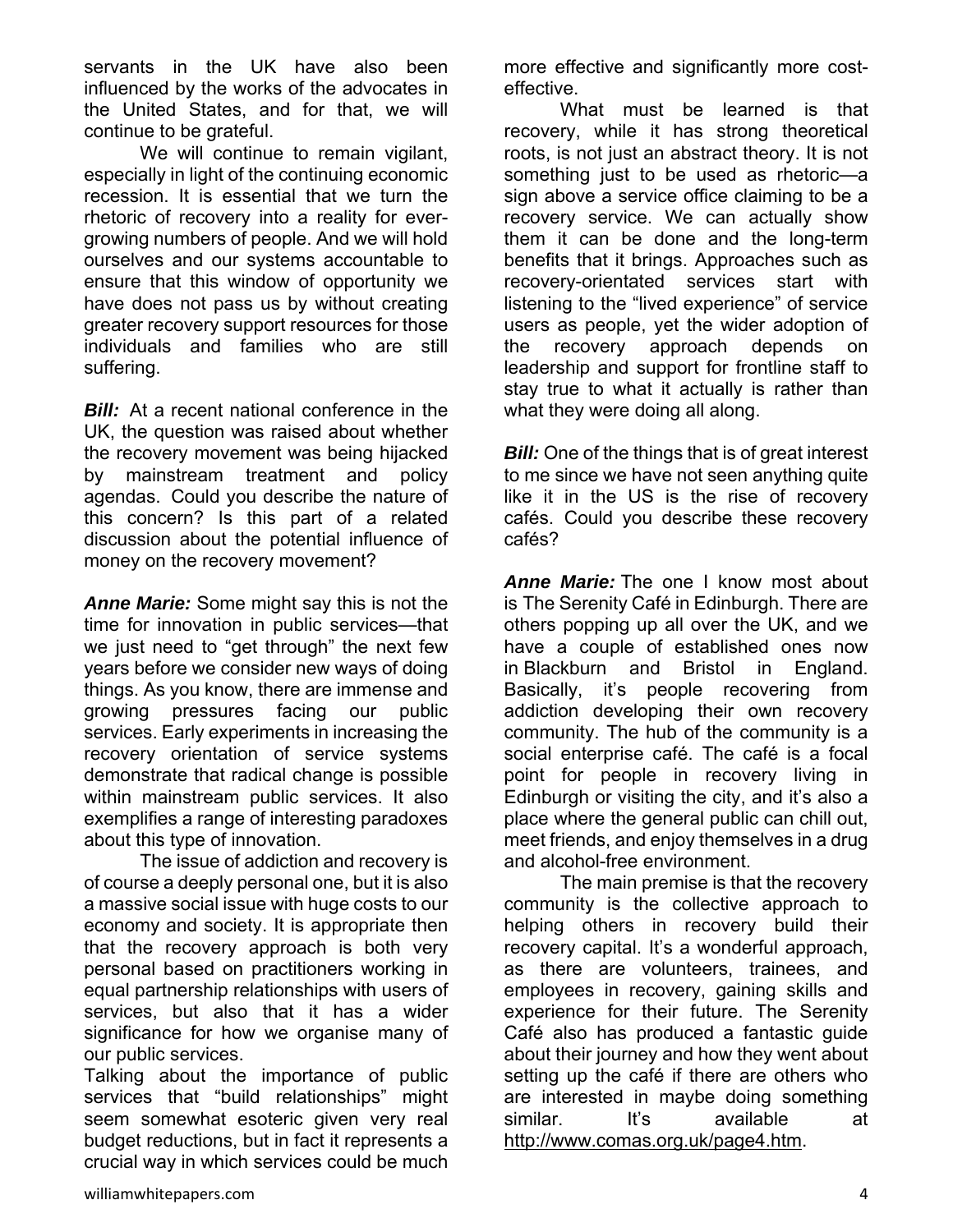servants in the UK have also been influenced by the works of the advocates in the United States, and for that, we will continue to be grateful.

We will continue to remain vigilant, especially in light of the continuing economic recession. It is essential that we turn the rhetoric of recovery into a reality for ever-growing numbers of people. And we will hold ourselves and our systems accountable to ensure that this window of opportunity we have does not pass us by without creating greater recovery support resources for those individuals and families who are still suffering.

***Bill:*** At a recent national conference in the UK, the question was raised about whether the recovery movement was being hijacked by mainstream treatment and policy agendas. Could you describe the nature of this concern? Is this part of a related discussion about the potential influence of money on the recovery movement?

***Anne Marie:*** Some might say this is not the time for innovation in public services—that we just need to "get through" the next few years before we consider new ways of doing things. As you know, there are immense and growing pressures facing our public services. Early experiments in increasing the recovery orientation of service systems demonstrate that radical change is possible within mainstream public services. It also exemplifies a range of interesting paradoxes about this type of innovation.

The issue of addiction and recovery is of course a deeply personal one, but it is also a massive social issue with huge costs to our economy and society. It is appropriate then that the recovery approach is both very personal based on practitioners working in equal partnership relationships with users of services, but also that it has a wider significance for how we organise many of our public services.

Talking about the importance of public services that "build relationships" might seem somewhat esoteric given very real budget reductions, but in fact it represents a crucial way in which services could be much more effective and significantly more cost-effective.

What must be learned is that recovery, while it has strong theoretical roots, is not just an abstract theory. It is not something just to be used as rhetoric—a sign above a service office claiming to be a recovery service. We can actually show them it can be done and the long-term benefits that it brings. Approaches such as recovery-orientated services start with listening to the "lived experience" of service users as people, yet the wider adoption of the recovery approach depends on leadership and support for frontline staff to stay true to what it actually is rather than what they were doing all along.

***Bill:*** One of the things that is of great interest to me since we have not seen anything quite like it in the US is the rise of recovery cafés. Could you describe these recovery cafés?

***Anne Marie:*** The one I know most about is The Serenity Café in Edinburgh. There are others popping up all over the UK, and we have a couple of established ones now in Blackburn and Bristol in England. Basically, it's people recovering from addiction developing their own recovery community. The hub of the community is a social enterprise café. The café is a focal point for people in recovery living in Edinburgh or visiting the city, and it's also a place where the general public can chill out, meet friends, and enjoy themselves in a drug and alcohol-free environment.

The main premise is that the recovery community is the collective approach to helping others in recovery build their recovery capital. It's a wonderful approach, as there are volunteers, trainees, and employees in recovery, gaining skills and experience for their future. The Serenity Café also has produced a fantastic guide about their journey and how they went about setting up the café if there are others who are interested in maybe doing something similar. It's available at http://www.comas.org.uk/page4.htm.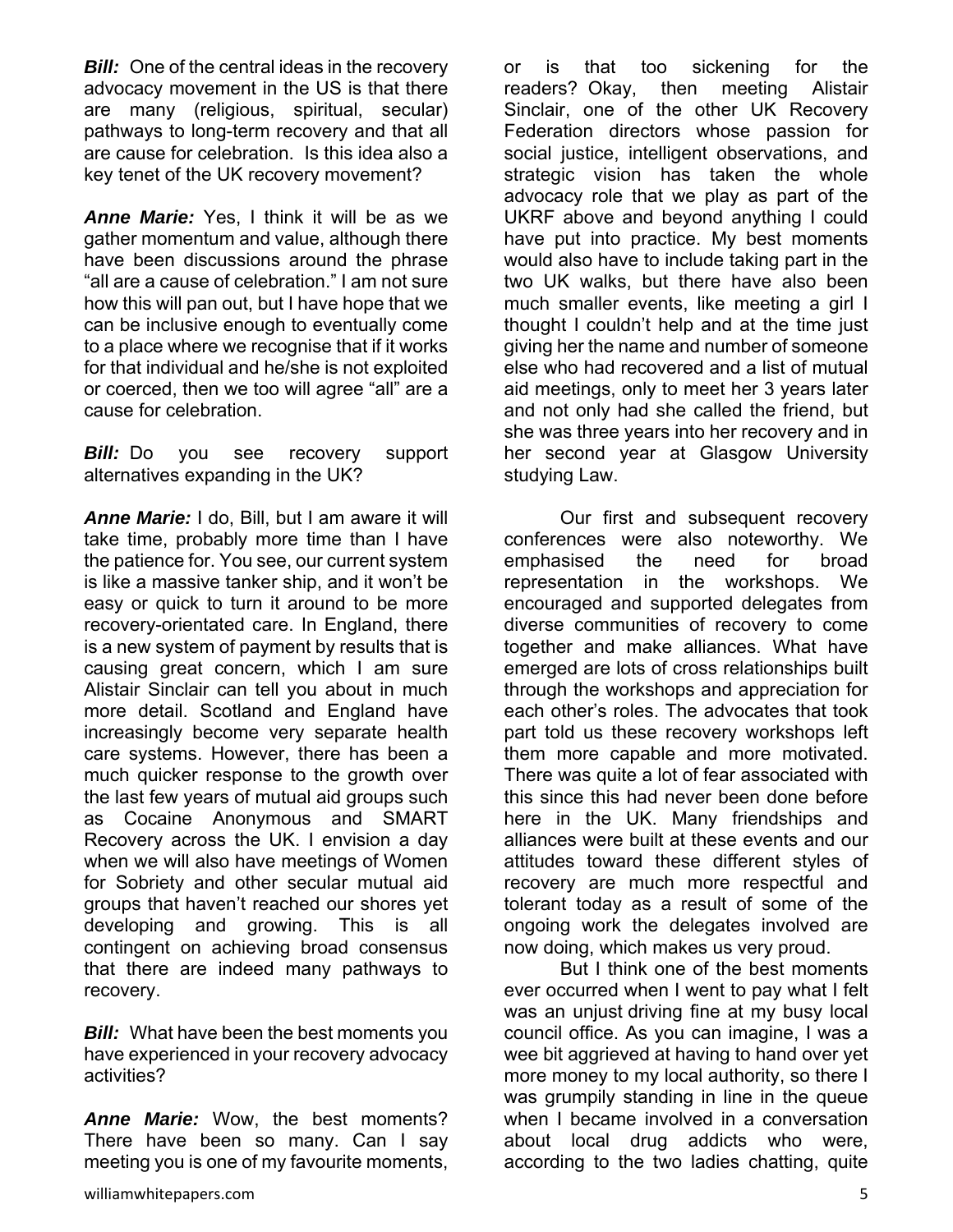***Bill:*** One of the central ideas in the recovery advocacy movement in the US is that there are many (religious, spiritual, secular) pathways to long-term recovery and that all are cause for celebration. Is this idea also a key tenet of the UK recovery movement?

***Anne Marie:*** Yes, I think it will be as we gather momentum and value, although there have been discussions around the phrase "all are a cause of celebration." I am not sure how this will pan out, but I have hope that we can be inclusive enough to eventually come to a place where we recognise that if it works for that individual and he/she is not exploited or coerced, then we too will agree "all" are a cause for celebration.

***Bill:*** Do you see recovery support alternatives expanding in the UK?

***Anne Marie:*** I do, Bill, but I am aware it will take time, probably more time than I have the patience for. You see, our current system is like a massive tanker ship, and it won't be easy or quick to turn it around to be more recovery-orientated care. In England, there is a new system of payment by results that is causing great concern, which I am sure Alistair Sinclair can tell you about in much more detail. Scotland and England have increasingly become very separate health care systems. However, there has been a much quicker response to the growth over the last few years of mutual aid groups such as Cocaine Anonymous and SMART Recovery across the UK. I envision a day when we will also have meetings of Women for Sobriety and other secular mutual aid groups that haven't reached our shores yet developing and growing. This is all contingent on achieving broad consensus that there are indeed many pathways to recovery.

***Bill:*** What have been the best moments you have experienced in your recovery advocacy activities?

***Anne Marie:*** Wow, the best moments? There have been so many. Can I say meeting you is one of my favourite moments, or is that too sickening for the readers? Okay, then meeting Alistair Sinclair, one of the other UK Recovery Federation directors whose passion for social justice, intelligent observations, and strategic vision has taken the whole advocacy role that we play as part of the UKRF above and beyond anything I could have put into practice. My best moments would also have to include taking part in the two UK walks, but there have also been much smaller events, like meeting a girl I thought I couldn't help and at the time just giving her the name and number of someone else who had recovered and a list of mutual aid meetings, only to meet her 3 years later and not only had she called the friend, but she was three years into her recovery and in her second year at Glasgow University studying Law.

Our first and subsequent recovery conferences were also noteworthy. We emphasised the need for broad representation in the workshops. We encouraged and supported delegates from diverse communities of recovery to come together and make alliances. What have emerged are lots of cross relationships built through the workshops and appreciation for each other's roles. The advocates that took part told us these recovery workshops left them more capable and more motivated. There was quite a lot of fear associated with this since this had never been done before here in the UK. Many friendships and alliances were built at these events and our attitudes toward these different styles of recovery are much more respectful and tolerant today as a result of some of the ongoing work the delegates involved are now doing, which makes us very proud.

But I think one of the best moments ever occurred when I went to pay what I felt was an unjust driving fine at my busy local council office. As you can imagine, I was a wee bit aggrieved at having to hand over yet more money to my local authority, so there I was grumpily standing in line in the queue when I became involved in a conversation about local drug addicts who were, according to the two ladies chatting, quite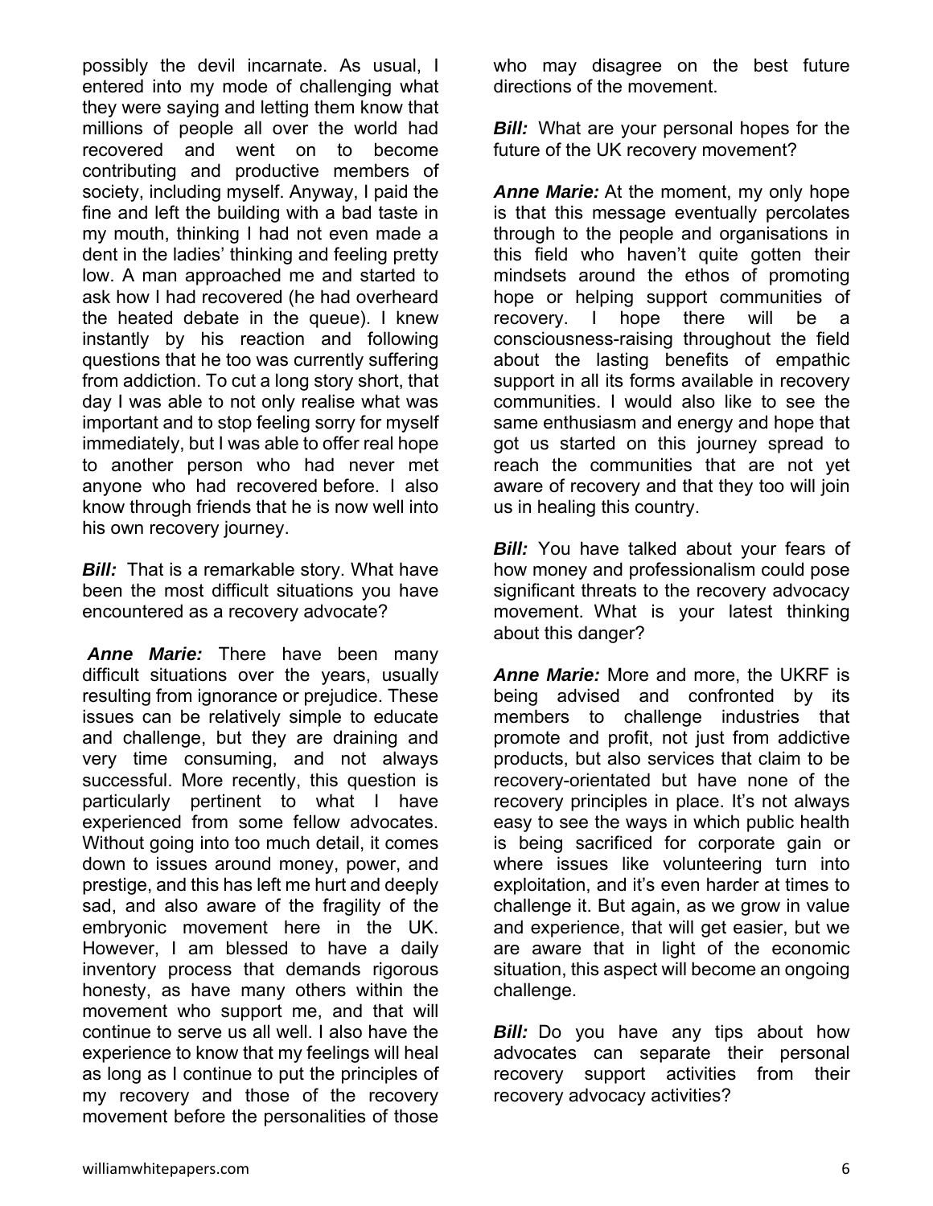possibly the devil incarnate. As usual, I entered into my mode of challenging what they were saying and letting them know that millions of people all over the world had recovered and went on to become contributing and productive members of society, including myself. Anyway, I paid the fine and left the building with a bad taste in my mouth, thinking I had not even made a dent in the ladies' thinking and feeling pretty low. A man approached me and started to ask how I had recovered (he had overheard the heated debate in the queue). I knew instantly by his reaction and following questions that he too was currently suffering from addiction. To cut a long story short, that day I was able to not only realise what was important and to stop feeling sorry for myself immediately, but I was able to offer real hope to another person who had never met anyone who had recovered before. I also know through friends that he is now well into his own recovery journey.

***Bill:*** That is a remarkable story. What have been the most difficult situations you have encountered as a recovery advocate?

***Anne Marie:*** There have been many difficult situations over the years, usually resulting from ignorance or prejudice. These issues can be relatively simple to educate and challenge, but they are draining and very time consuming, and not always successful. More recently, this question is particularly pertinent to what I have experienced from some fellow advocates. Without going into too much detail, it comes down to issues around money, power, and prestige, and this has left me hurt and deeply sad, and also aware of the fragility of the embryonic movement here in the UK. However, I am blessed to have a daily inventory process that demands rigorous honesty, as have many others within the movement who support me, and that will continue to serve us all well. I also have the experience to know that my feelings will heal as long as I continue to put the principles of my recovery and those of the recovery movement before the personalities of those who may disagree on the best future directions of the movement.

***Bill:*** What are your personal hopes for the future of the UK recovery movement?

***Anne Marie:*** At the moment, my only hope is that this message eventually percolates through to the people and organisations in this field who haven't quite gotten their mindsets around the ethos of promoting hope or helping support communities of recovery. I hope there will be a consciousness-raising throughout the field about the lasting benefits of empathic support in all its forms available in recovery communities. I would also like to see the same enthusiasm and energy and hope that got us started on this journey spread to reach the communities that are not yet aware of recovery and that they too will join us in healing this country.

***Bill:*** You have talked about your fears of how money and professionalism could pose significant threats to the recovery advocacy movement. What is your latest thinking about this danger?

***Anne Marie:*** More and more, the UKRF is being advised and confronted by its members to challenge industries that promote and profit, not just from addictive products, but also services that claim to be recovery-orientated but have none of the recovery principles in place. It's not always easy to see the ways in which public health is being sacrificed for corporate gain or where issues like volunteering turn into exploitation, and it's even harder at times to challenge it. But again, as we grow in value and experience, that will get easier, but we are aware that in light of the economic situation, this aspect will become an ongoing challenge.

***Bill:*** Do you have any tips about how advocates can separate their personal recovery support activities from their recovery advocacy activities?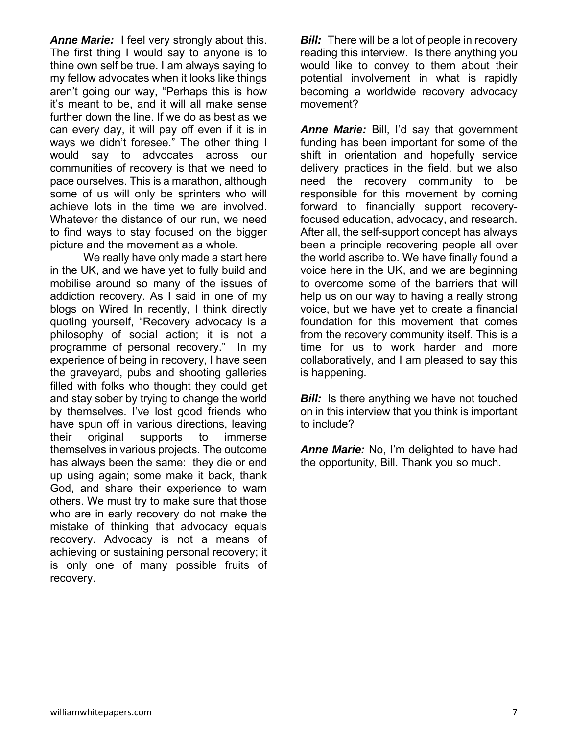***Anne Marie:*** I feel very strongly about this. The first thing I would say to anyone is to thine own self be true. I am always saying to my fellow advocates when it looks like things aren't going our way, "Perhaps this is how it's meant to be, and it will all make sense further down the line. If we do as best as we can every day, it will pay off even if it is in ways we didn't foresee." The other thing I would say to advocates across our communities of recovery is that we need to pace ourselves. This is a marathon, although some of us will only be sprinters who will achieve lots in the time we are involved. Whatever the distance of our run, we need to find ways to stay focused on the bigger picture and the movement as a whole.

We really have only made a start here in the UK, and we have yet to fully build and mobilise around so many of the issues of addiction recovery. As I said in one of my blogs on Wired In recently, I think directly quoting yourself, "Recovery advocacy is a philosophy of social action; it is not a programme of personal recovery." In my experience of being in recovery, I have seen the graveyard, pubs and shooting galleries filled with folks who thought they could get and stay sober by trying to change the world by themselves. I've lost good friends who have spun off in various directions, leaving their original supports to immerse themselves in various projects. The outcome has always been the same: they die or end up using again; some make it back, thank God, and share their experience to warn others. We must try to make sure that those who are in early recovery do not make the mistake of thinking that advocacy equals recovery. Advocacy is not a means of achieving or sustaining personal recovery; it is only one of many possible fruits of recovery.

***Bill:*** There will be a lot of people in recovery reading this interview. Is there anything you would like to convey to them about their potential involvement in what is rapidly becoming a worldwide recovery advocacy movement?

***Anne Marie:*** Bill, I'd say that government funding has been important for some of the shift in orientation and hopefully service delivery practices in the field, but we also need the recovery community to be responsible for this movement by coming forward to financially support recovery-focused education, advocacy, and research. After all, the self-support concept has always been a principle recovering people all over the world ascribe to. We have finally found a voice here in the UK, and we are beginning to overcome some of the barriers that will help us on our way to having a really strong voice, but we have yet to create a financial foundation for this movement that comes from the recovery community itself. This is a time for us to work harder and more collaboratively, and I am pleased to say this is happening.

***Bill:*** Is there anything we have not touched on in this interview that you think is important to include?

***Anne Marie:*** No, I'm delighted to have had the opportunity, Bill. Thank you so much.